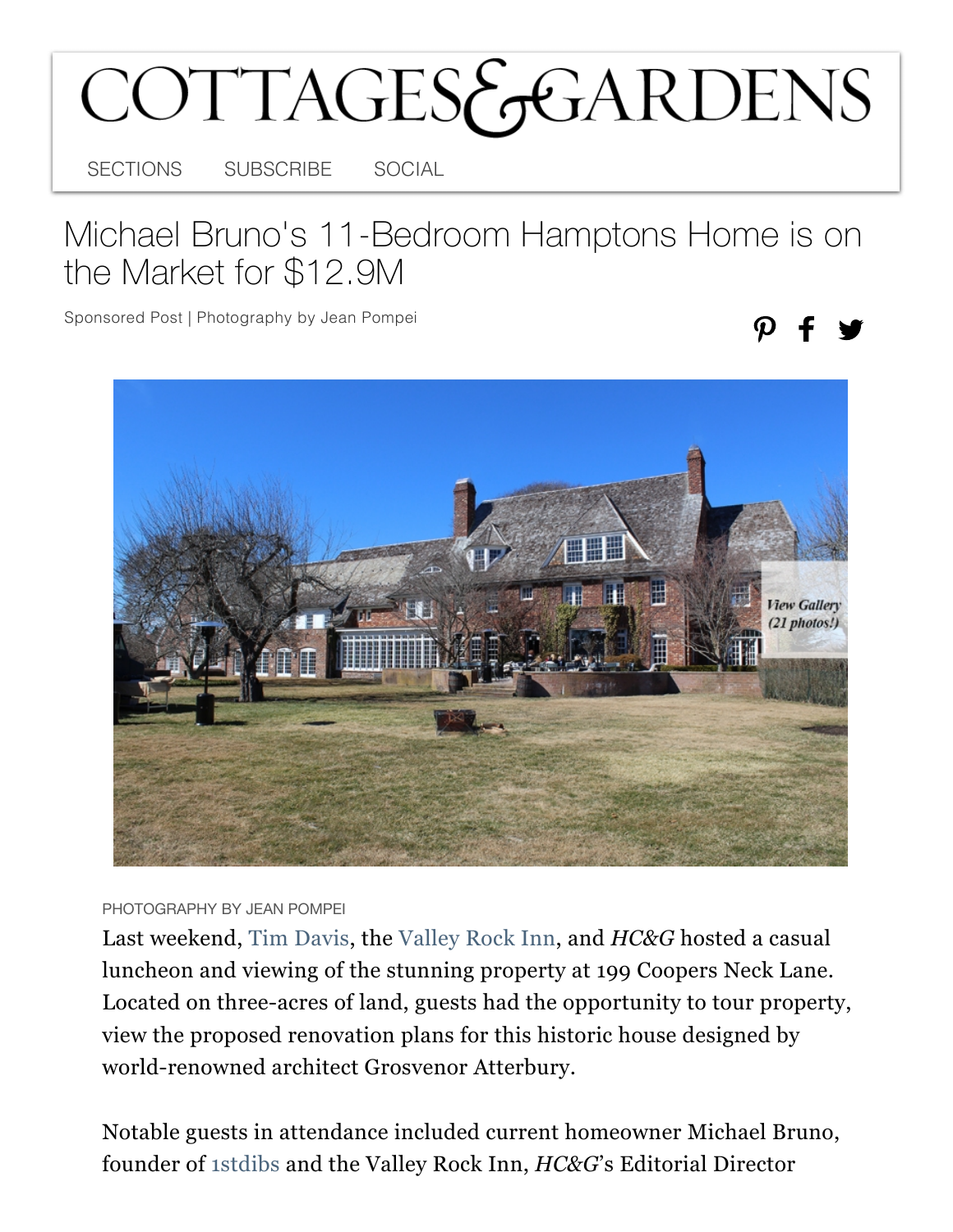# Michael Bruno's 11-Bedroom Hamptons Home is on the Market for $12.9M

Sponsored Post | Photography by Jean Pompei

PHOTOGRAPHY BY JEAN POMPEI

Last weekend, Tim Davis, the Valley Rock Inn, and *HC&G* hosted a casual luncheon and viewing of the stunning property at 199 Coopers Neck Lane. Located on three-acres of land, guests had the opportunity to tour property, view the proposed renovation plans for this historic house designed by world-renowned architect Grosvenor Atterbury.

Notable guests in attendance included current homeowner Michael Bruno, founder of 1stdibs and the Valley Rock Inn, *HC&G*'s Editorial Director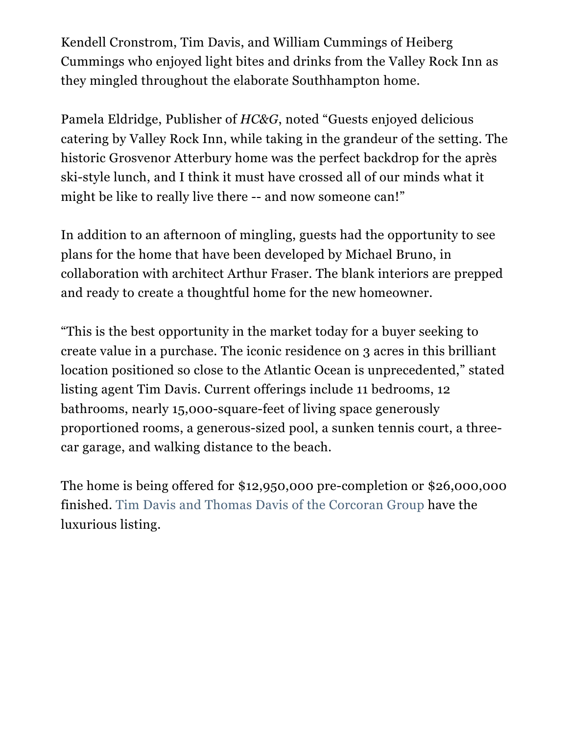Kendell Cronstrom, Tim Davis, and William Cummings of Heiberg Cummings who enjoyed light bites and drinks from the Valley Rock Inn as they mingled throughout the elaborate Southhampton home.

Pamela Eldridge, Publisher of *HC&G*, noted "Guests enjoyed delicious catering by Valley Rock Inn, while taking in the grandeur of the setting. The historic Grosvenor Atterbury home was the perfect backdrop for the après ski-style lunch, and I think it must have crossed all of our minds what it might be like to really live there -- and now someone can!"

In addition to an afternoon of mingling, guests had the opportunity to see plans for the home that have been developed by Michael Bruno, in collaboration with architect Arthur Fraser. The blank interiors are prepped and ready to create a thoughtful home for the new homeowner.

"This is the best opportunity in the market today for a buyer seeking to create value in a purchase. The iconic residence on 3 acres in this brilliant location positioned so close to the Atlantic Ocean is unprecedented," stated listing agent Tim Davis. Current offerings include 11 bedrooms, 12 bathrooms, nearly 15,000-square-feet of living space generously proportioned rooms, a generous-sized pool, a sunken tennis court, a three-car garage, and walking distance to the beach.

The home is being offered for $12,950,000 pre-completion or $26,000,000 finished. Tim Davis and Thomas Davis of the Corcoran Group have the luxurious listing.